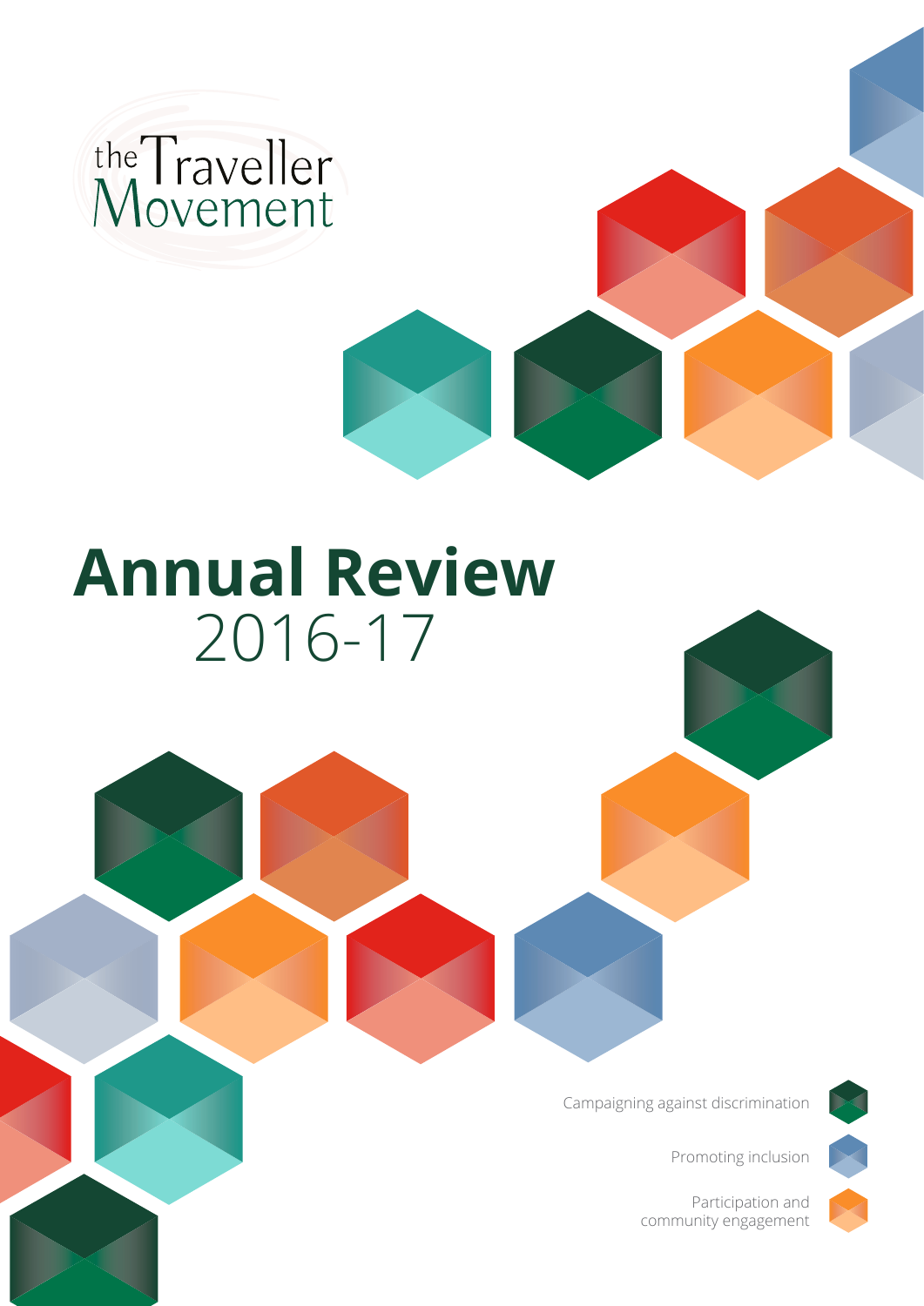the Traveller Movement

# Annual Review

2016-17

Campaigning against discrimination

Promoting inclusion

Participation and community engagement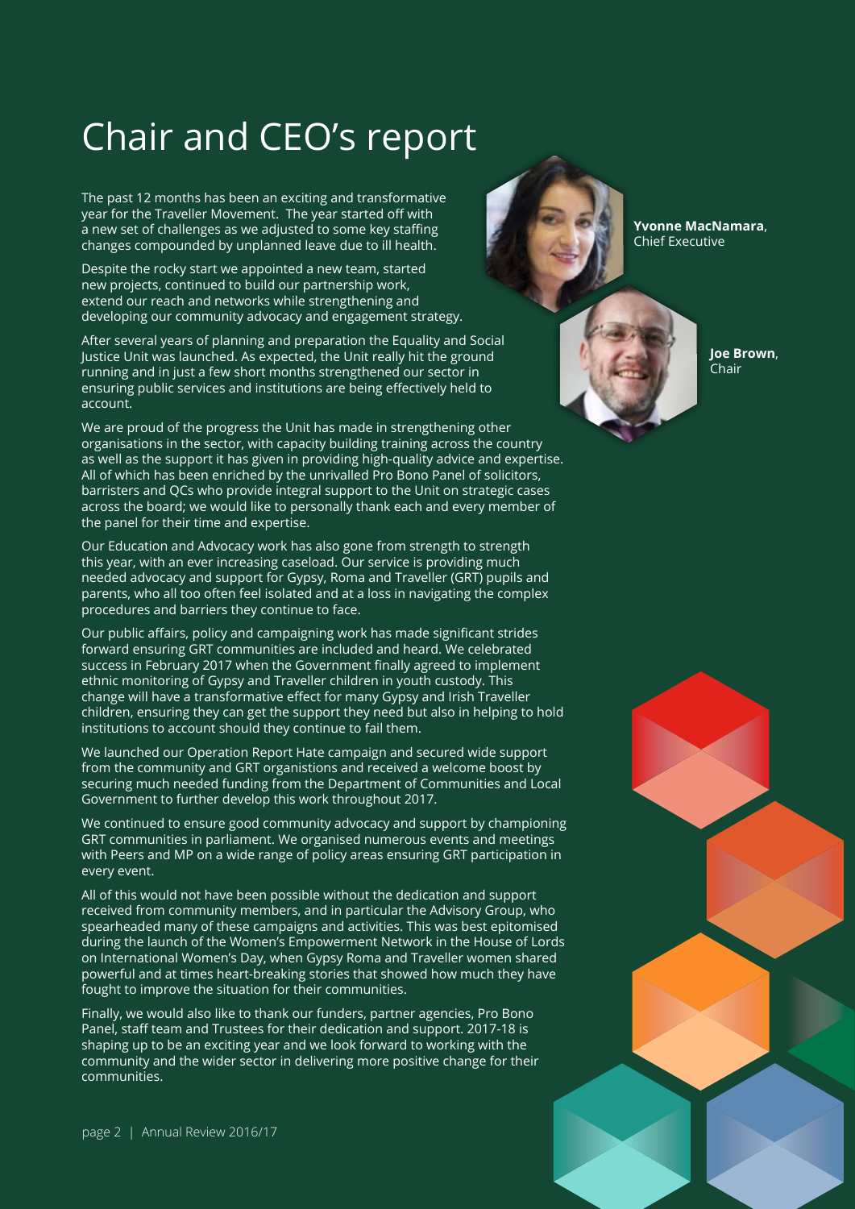# Chair and CEO's report

**Yvonne MacNamara**, Chief Executive

**Joe Brown**, Chair

The past 12 months has been an exciting and transformative year for the Traveller Movement. The year started off with a new set of challenges as we adjusted to some key staffing changes compounded by unplanned leave due to ill health.

Despite the rocky start we appointed a new team, started new projects, continued to build our partnership work, extend our reach and networks while strengthening and developing our community advocacy and engagement strategy.

After several years of planning and preparation the Equality and Social Justice Unit was launched. As expected, the Unit really hit the ground running and in just a few short months strengthened our sector in ensuring public services and institutions are being effectively held to account.

We are proud of the progress the Unit has made in strengthening other organisations in the sector, with capacity building training across the country as well as the support it has given in providing high-quality advice and expertise. All of which has been enriched by the unrivalled Pro Bono Panel of solicitors, barristers and QCs who provide integral support to the Unit on strategic cases across the board; we would like to personally thank each and every member of the panel for their time and expertise.

Our Education and Advocacy work has also gone from strength to strength this year, with an ever increasing caseload. Our service is providing much needed advocacy and support for Gypsy, Roma and Traveller (GRT) pupils and parents, who all too often feel isolated and at a loss in navigating the complex procedures and barriers they continue to face.

Our public affairs, policy and campaigning work has made significant strides forward ensuring GRT communities are included and heard. We celebrated success in February 2017 when the Government finally agreed to implement ethnic monitoring of Gypsy and Traveller children in youth custody. This change will have a transformative effect for many Gypsy and Irish Traveller children, ensuring they can get the support they need but also in helping to hold institutions to account should they continue to fail them.

We launched our Operation Report Hate campaign and secured wide support from the community and GRT organistions and received a welcome boost by securing much needed funding from the Department of Communities and Local Government to further develop this work throughout 2017.

We continued to ensure good community advocacy and support by championing GRT communities in parliament. We organised numerous events and meetings with Peers and MP on a wide range of policy areas ensuring GRT participation in every event.

All of this would not have been possible without the dedication and support received from community members, and in particular the Advisory Group, who spearheaded many of these campaigns and activities. This was best epitomised during the launch of the Women's Empowerment Network in the House of Lords on International Women's Day, when Gypsy Roma and Traveller women shared powerful and at times heart-breaking stories that showed how much they have fought to improve the situation for their communities.

Finally, we would also like to thank our funders, partner agencies, Pro Bono Panel, staff team and Trustees for their dedication and support. 2017-18 is shaping up to be an exciting year and we look forward to working with the community and the wider sector in delivering more positive change for their communities.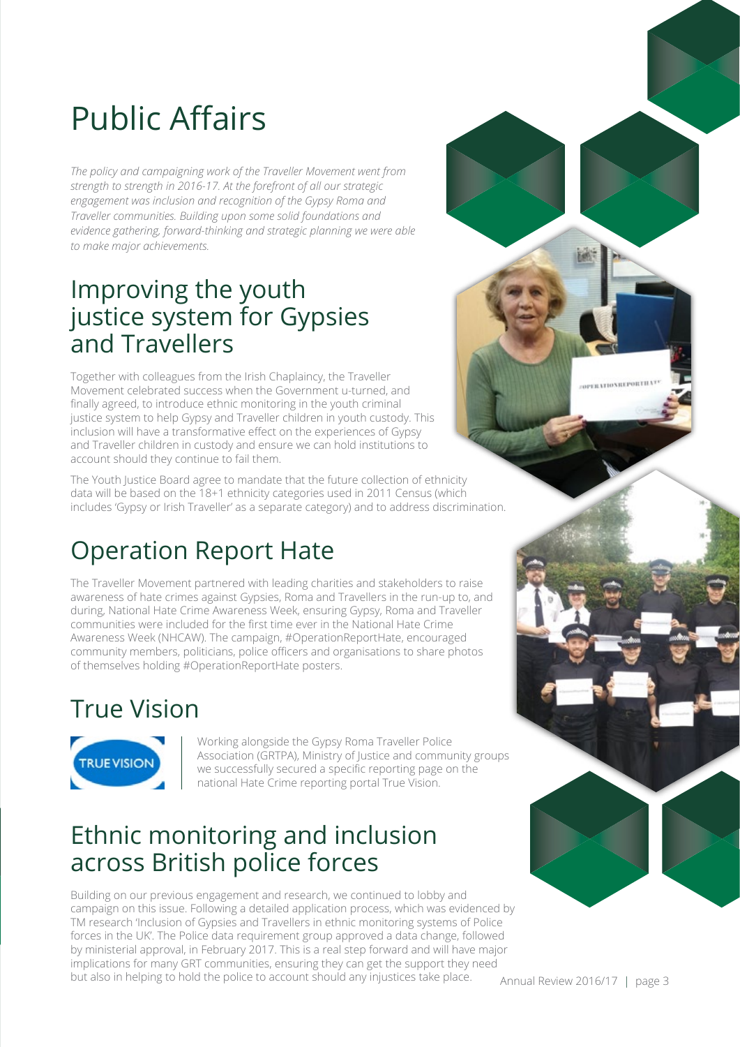# Public Affairs

*The policy and campaigning work of the Traveller Movement went from strength to strength in 2016-17. At the forefront of all our strategic engagement was inclusion and recognition of the Gypsy Roma and Traveller communities. Building upon some solid foundations and evidence gathering, forward-thinking and strategic planning we were able to make major achievements.*

## Improving the youth justice system for Gypsies and Travellers

Together with colleagues from the Irish Chaplaincy, the Traveller Movement celebrated success when the Government u-turned, and finally agreed, to introduce ethnic monitoring in the youth criminal justice system to help Gypsy and Traveller children in youth custody. This inclusion will have a transformative effect on the experiences of Gypsy and Traveller children in custody and ensure we can hold institutions to account should they continue to fail them.

The Youth Justice Board agree to mandate that the future collection of ethnicity data will be based on the 18+1 ethnicity categories used in 2011 Census (which includes 'Gypsy or Irish Traveller' as a separate category) and to address discrimination.

## Operation Report Hate

The Traveller Movement partnered with leading charities and stakeholders to raise awareness of hate crimes against Gypsies, Roma and Travellers in the run-up to, and during, National Hate Crime Awareness Week, ensuring Gypsy, Roma and Traveller communities were included for the first time ever in the National Hate Crime Awareness Week (NHCAW). The campaign, #OperationReportHate, encouraged community members, politicians, police officers and organisations to share photos of themselves holding #OperationReportHate posters.

## True Vision

TRUE VISION

Working alongside the Gypsy Roma Traveller Police Association (GRTPA), Ministry of Justice and community groups we successfully secured a specific reporting page on the national Hate Crime reporting portal True Vision.

## Ethnic monitoring and inclusion across British police forces

Building on our previous engagement and research, we continued to lobby and campaign on this issue. Following a detailed application process, which was evidenced by TM research 'Inclusion of Gypsies and Travellers in ethnic monitoring systems of Police forces in the UK'. The Police data requirement group approved a data change, followed by ministerial approval, in February 2017. This is a real step forward and will have major implications for many GRT communities, ensuring they can get the support they need but also in helping to hold the police to account should any injustices take place.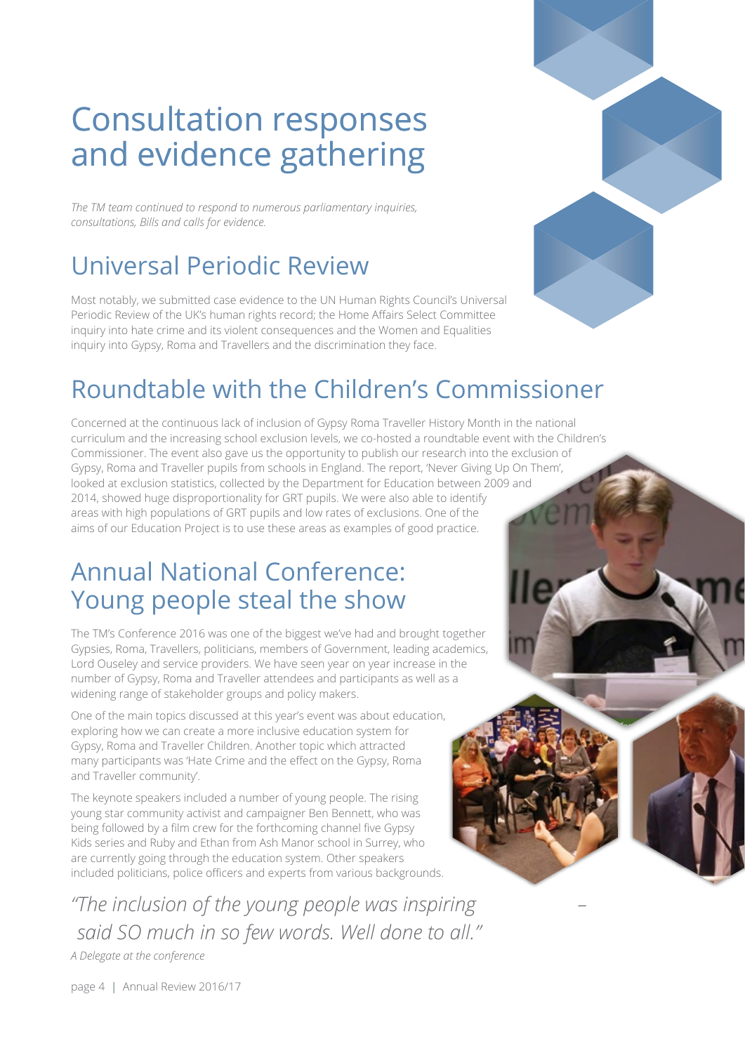# Consultation responses and evidence gathering

*The TM team continued to respond to numerous parliamentary inquiries, consultations, Bills and calls for evidence.*

## Universal Periodic Review

Most notably, we submitted case evidence to the UN Human Rights Council's Universal Periodic Review of the UK's human rights record; the Home Affairs Select Committee inquiry into hate crime and its violent consequences and the Women and Equalities inquiry into Gypsy, Roma and Travellers and the discrimination they face.

## Roundtable with the Children's Commissioner

Concerned at the continuous lack of inclusion of Gypsy Roma Traveller History Month in the national curriculum and the increasing school exclusion levels, we co-hosted a roundtable event with the Children's Commissioner. The event also gave us the opportunity to publish our research into the exclusion of Gypsy, Roma and Traveller pupils from schools in England. The report, 'Never Giving Up On Them', looked at exclusion statistics, collected by the Department for Education between 2009 and 2014, showed huge disproportionality for GRT pupils. We were also able to identify areas with high populations of GRT pupils and low rates of exclusions. One of the aims of our Education Project is to use these areas as examples of good practice.

## Annual National Conference: Young people steal the show

The TM's Conference 2016 was one of the biggest we've had and brought together Gypsies, Roma, Travellers, politicians, members of Government, leading academics, Lord Ouseley and service providers. We have seen year on year increase in the number of Gypsy, Roma and Traveller attendees and participants as well as a widening range of stakeholder groups and policy makers.

One of the main topics discussed at this year's event was about education, exploring how we can create a more inclusive education system for Gypsy, Roma and Traveller Children. Another topic which attracted many participants was 'Hate Crime and the effect on the Gypsy, Roma and Traveller community'.

The keynote speakers included a number of young people. The rising young star community activist and campaigner Ben Bennett, who was being followed by a film crew for the forthcoming channel five Gypsy Kids series and Ruby and Ethan from Ash Manor school in Surrey, who are currently going through the education system. Other speakers included politicians, police officers and experts from various backgrounds.

*"The inclusion of the young people was inspiring – said SO much in so few words. Well done to all."*

*A Delegate at the conference*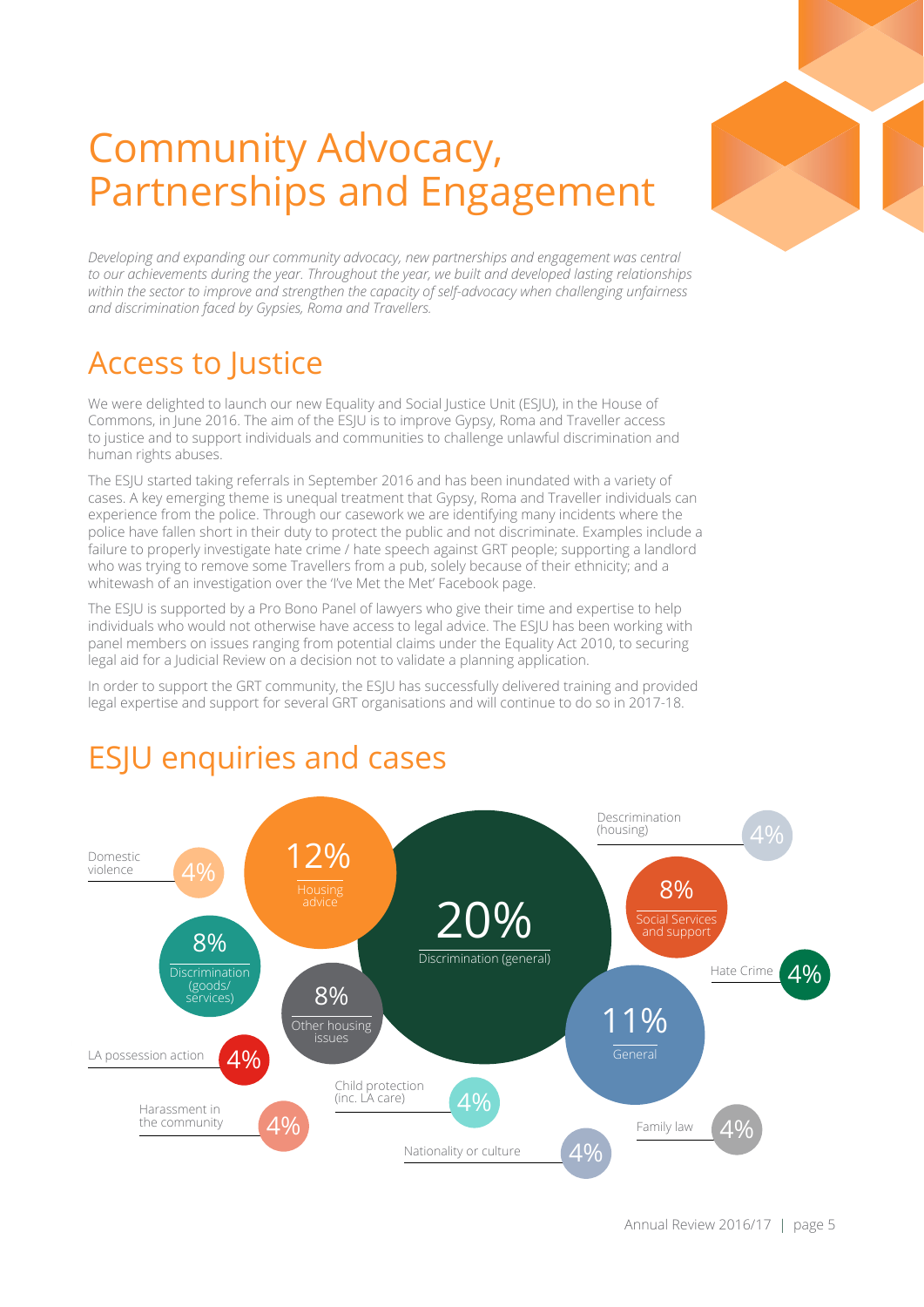# Community Advocacy, Partnerships and Engagement

*Developing and expanding our community advocacy, new partnerships and engagement was central to our achievements during the year. Throughout the year, we built and developed lasting relationships within the sector to improve and strengthen the capacity of self-advocacy when challenging unfairness and discrimination faced by Gypsies, Roma and Travellers.*

## Access to Justice

We were delighted to launch our new Equality and Social Justice Unit (ESJU), in the House of Commons, in June 2016. The aim of the ESJU is to improve Gypsy, Roma and Traveller access to justice and to support individuals and communities to challenge unlawful discrimination and human rights abuses.

The ESJU started taking referrals in September 2016 and has been inundated with a variety of cases. A key emerging theme is unequal treatment that Gypsy, Roma and Traveller individuals can experience from the police. Through our casework we are identifying many incidents where the police have fallen short in their duty to protect the public and not discriminate. Examples include a failure to properly investigate hate crime / hate speech against GRT people; supporting a landlord who was trying to remove some Travellers from a pub, solely because of their ethnicity; and a whitewash of an investigation over the 'I've Met the Met' Facebook page.

The ESJU is supported by a Pro Bono Panel of lawyers who give their time and expertise to help individuals who would not otherwise have access to legal advice. The ESJU has been working with panel members on issues ranging from potential claims under the Equality Act 2010, to securing legal aid for a Judicial Review on a decision not to validate a planning application.

In order to support the GRT community, the ESJU has successfully delivered training and provided legal expertise and support for several GRT organisations and will continue to do so in 2017-18.

## ESJU enquiries and cases

| Category | Percentage |
|---|---|
| Discrimination (general) | 20% |
| Housing advice | 12% |
| General | 11% |
| Discrimination (goods/services) | 8% |
| Other housing issues | 8% |
| Social Services and support | 8% |
| Domestic violence | 4% |
| Descrimination (housing) | 4% |
| Hate Crime | 4% |
| LA possession action | 4% |
| Harassment in the community | 4% |
| Child protection (inc. LA care) | 4% |
| Nationality or culture | 4% |
| Family law | 4% |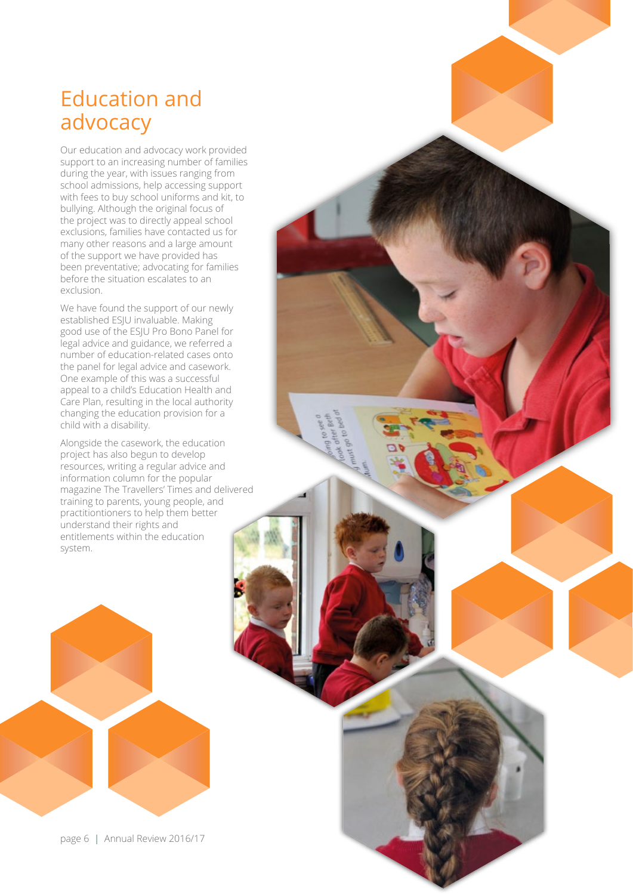# Education and advocacy

Our education and advocacy work provided support to an increasing number of families during the year, with issues ranging from school admissions, help accessing support with fees to buy school uniforms and kit, to bullying. Although the original focus of the project was to directly appeal school exclusions, families have contacted us for many other reasons and a large amount of the support we have provided has been preventative; advocating for families before the situation escalates to an exclusion.

We have found the support of our newly established ESJU invaluable. Making good use of the ESJU Pro Bono Panel for legal advice and guidance, we referred a number of education-related cases onto the panel for legal advice and casework. One example of this was a successful appeal to a child's Education Health and Care Plan, resulting in the local authority changing the education provision for a child with a disability.

Alongside the casework, the education project has also begun to develop resources, writing a regular advice and information column for the popular magazine The Travellers' Times and delivered training to parents, young people, and practitiontioners to help them better understand their rights and entitlements within the education system.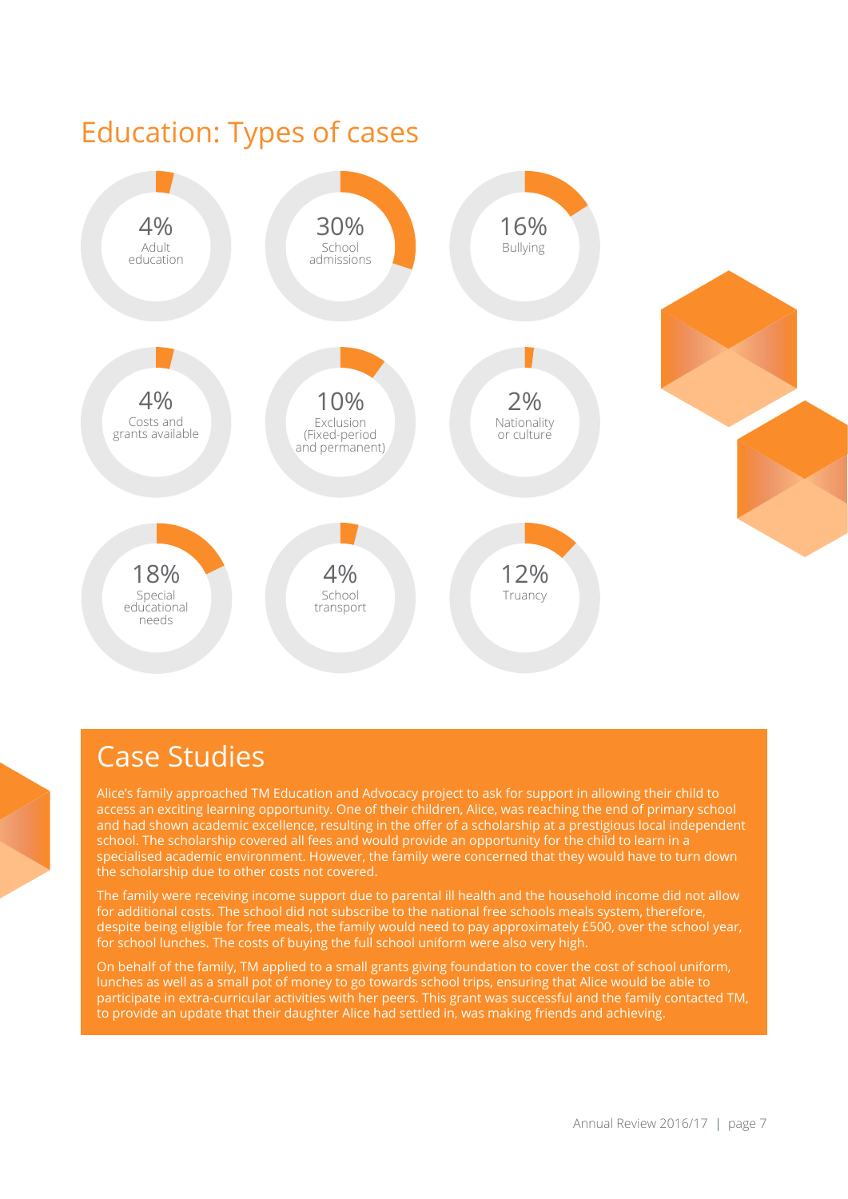# Education: Types of cases

4% Adult education

30% School admissions

16% Bullying

4% Costs and grants available

10% Exclusion (Fixed-period and permanent)

2% Nationality or culture

18% Special educational needs

4% School transport

12% Truancy

## Case Studies

Alice's family approached TM Education and Advocacy project to ask for support in allowing their child to access an exciting learning opportunity. One of their children, Alice, was reaching the end of primary school and had shown academic excellence, resulting in the offer of a scholarship at a prestigious local independent school. The scholarship covered all fees and would provide an opportunity for the child to learn in a specialised academic environment. However, the family were concerned that they would have to turn down the scholarship due to other costs not covered.

The family were receiving income support due to parental ill health and the household income did not allow for additional costs. The school did not subscribe to the national free schools meals system, therefore, despite being eligible for free meals, the family would need to pay approximately £500, over the school year, for school lunches. The costs of buying the full school uniform were also very high.

On behalf of the family, TM applied to a small grants giving foundation to cover the cost of school uniform, lunches as well as a small pot of money to go towards school trips, ensuring that Alice would be able to participate in extra-curricular activities with her peers. This grant was successful and the family contacted TM, to provide an update that their daughter Alice had settled in, was making friends and achieving.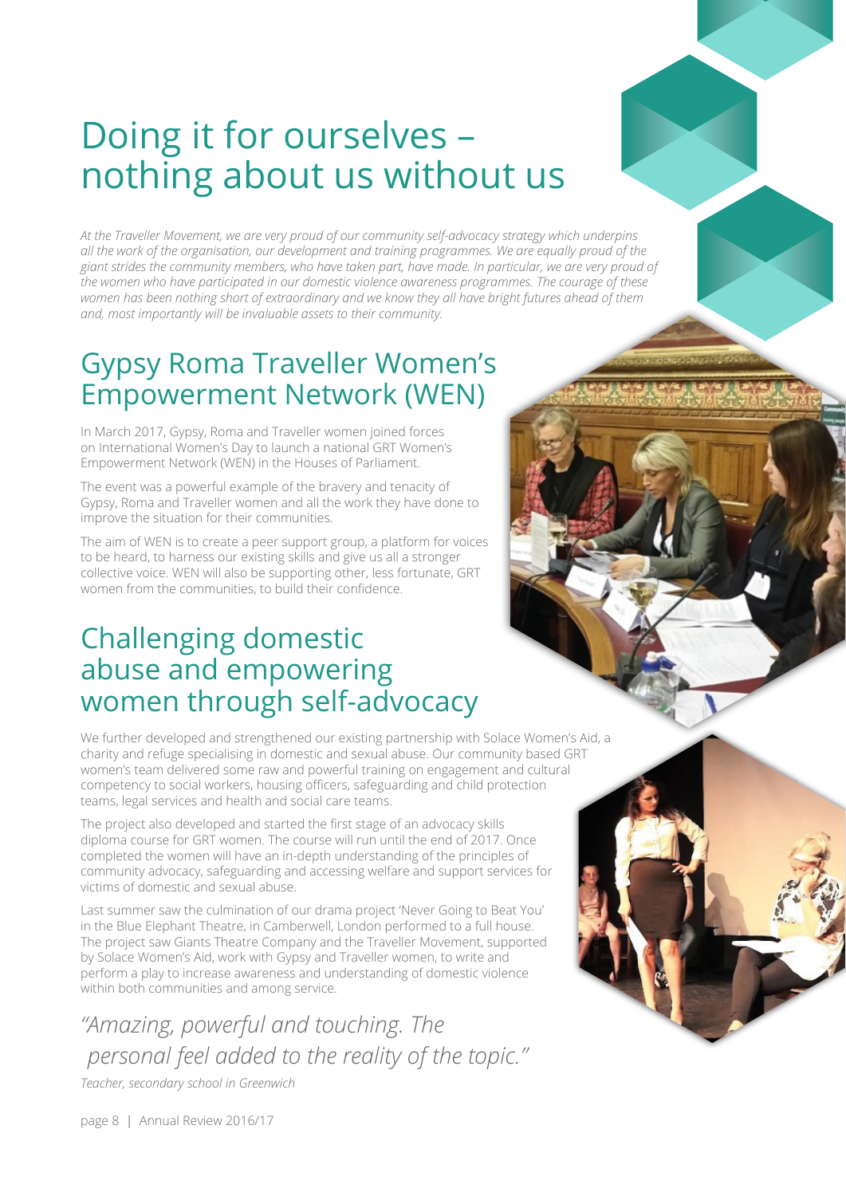# Doing it for ourselves – nothing about us without us

*At the Traveller Movement, we are very proud of our community self-advocacy strategy which underpins all the work of the organisation, our development and training programmes. We are equally proud of the giant strides the community members, who have taken part, have made. In particular, we are very proud of the women who have participated in our domestic violence awareness programmes. The courage of these women has been nothing short of extraordinary and we know they all have bright futures ahead of them and, most importantly will be invaluable assets to their community.*

## Gypsy Roma Traveller Women's Empowerment Network (WEN)

In March 2017, Gypsy, Roma and Traveller women joined forces on International Women's Day to launch a national GRT Women's Empowerment Network (WEN) in the Houses of Parliament.

The event was a powerful example of the bravery and tenacity of Gypsy, Roma and Traveller women and all the work they have done to improve the situation for their communities.

The aim of WEN is to create a peer support group, a platform for voices to be heard, to harness our existing skills and give us all a stronger collective voice. WEN will also be supporting other, less fortunate, GRT women from the communities, to build their confidence.

## Challenging domestic abuse and empowering women through self-advocacy

We further developed and strengthened our existing partnership with Solace Women's Aid, a charity and refuge specialising in domestic and sexual abuse. Our community based GRT women's team delivered some raw and powerful training on engagement and cultural competency to social workers, housing officers, safeguarding and child protection teams, legal services and health and social care teams.

The project also developed and started the first stage of an advocacy skills diploma course for GRT women. The course will run until the end of 2017. Once completed the women will have an in-depth understanding of the principles of community advocacy, safeguarding and accessing welfare and support services for victims of domestic and sexual abuse.

Last summer saw the culmination of our drama project 'Never Going to Beat You' in the Blue Elephant Theatre, in Camberwell, London performed to a full house. The project saw Giants Theatre Company and the Traveller Movement, supported by Solace Women's Aid, work with Gypsy and Traveller women, to write and perform a play to increase awareness and understanding of domestic violence within both communities and among service.

*"Amazing, powerful and touching. The personal feel added to the reality of the topic."*

*Teacher, secondary school in Greenwich*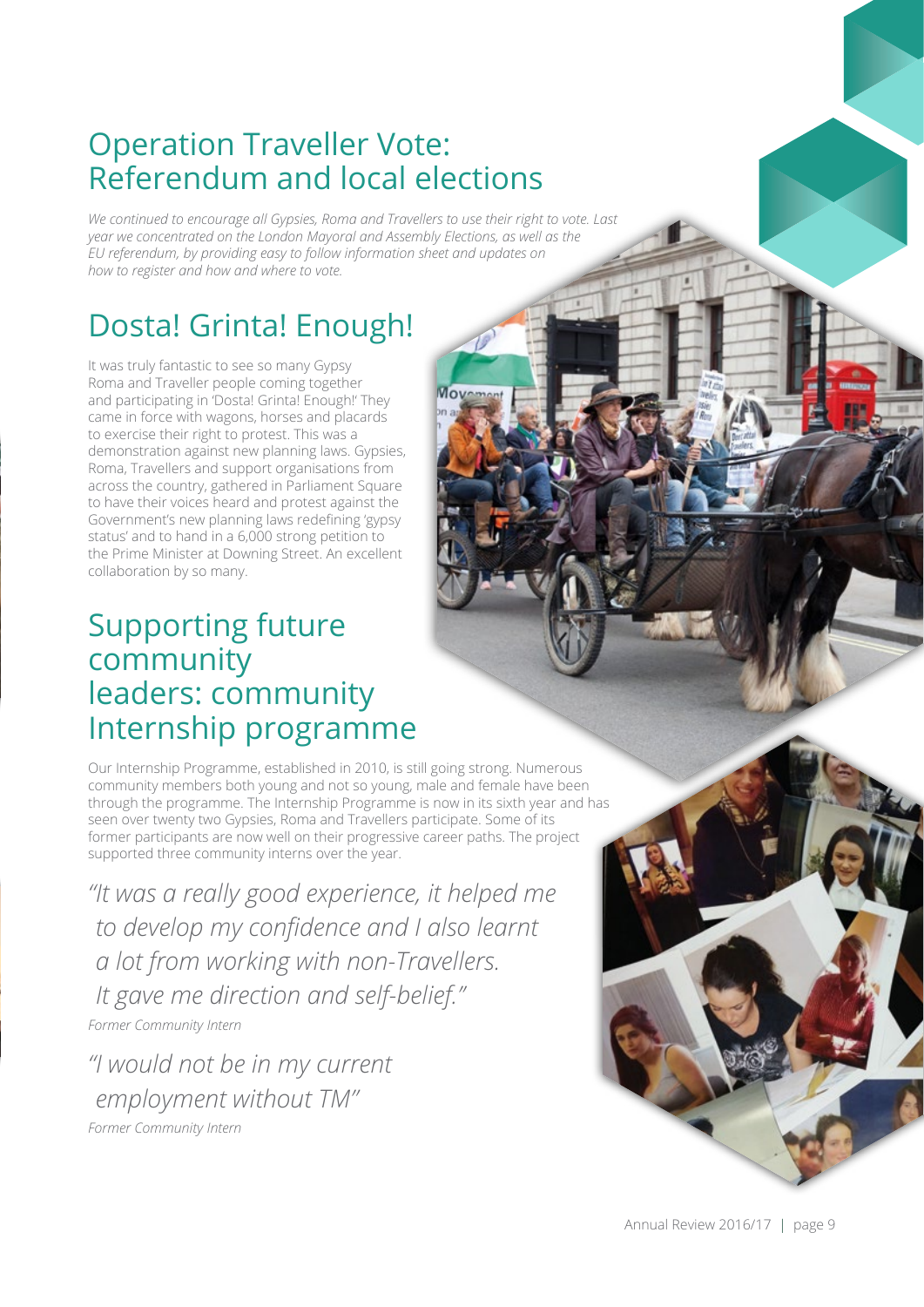## Operation Traveller Vote: Referendum and local elections

*We continued to encourage all Gypsies, Roma and Travellers to use their right to vote. Last year we concentrated on the London Mayoral and Assembly Elections, as well as the EU referendum, by providing easy to follow information sheet and updates on how to register and how and where to vote.*

## Dosta! Grinta! Enough!

It was truly fantastic to see so many Gypsy Roma and Traveller people coming together and participating in 'Dosta! Grinta! Enough!' They came in force with wagons, horses and placards to exercise their right to protest. This was a demonstration against new planning laws. Gypsies, Roma, Travellers and support organisations from across the country, gathered in Parliament Square to have their voices heard and protest against the Government's new planning laws redefining 'gypsy status' and to hand in a 6,000 strong petition to the Prime Minister at Downing Street. An excellent collaboration by so many.

## Supporting future community leaders: community Internship programme

Our Internship Programme, established in 2010, is still going strong. Numerous community members both young and not so young, male and female have been through the programme. The Internship Programme is now in its sixth year and has seen over twenty two Gypsies, Roma and Travellers participate. Some of its former participants are now well on their progressive career paths. The project supported three community interns over the year.

*"It was a really good experience, it helped me to develop my confidence and I also learnt a lot from working with non-Travellers. It gave me direction and self-belief."*

*Former Community Intern*

*"I would not be in my current employment without TM"*

*Former Community Intern*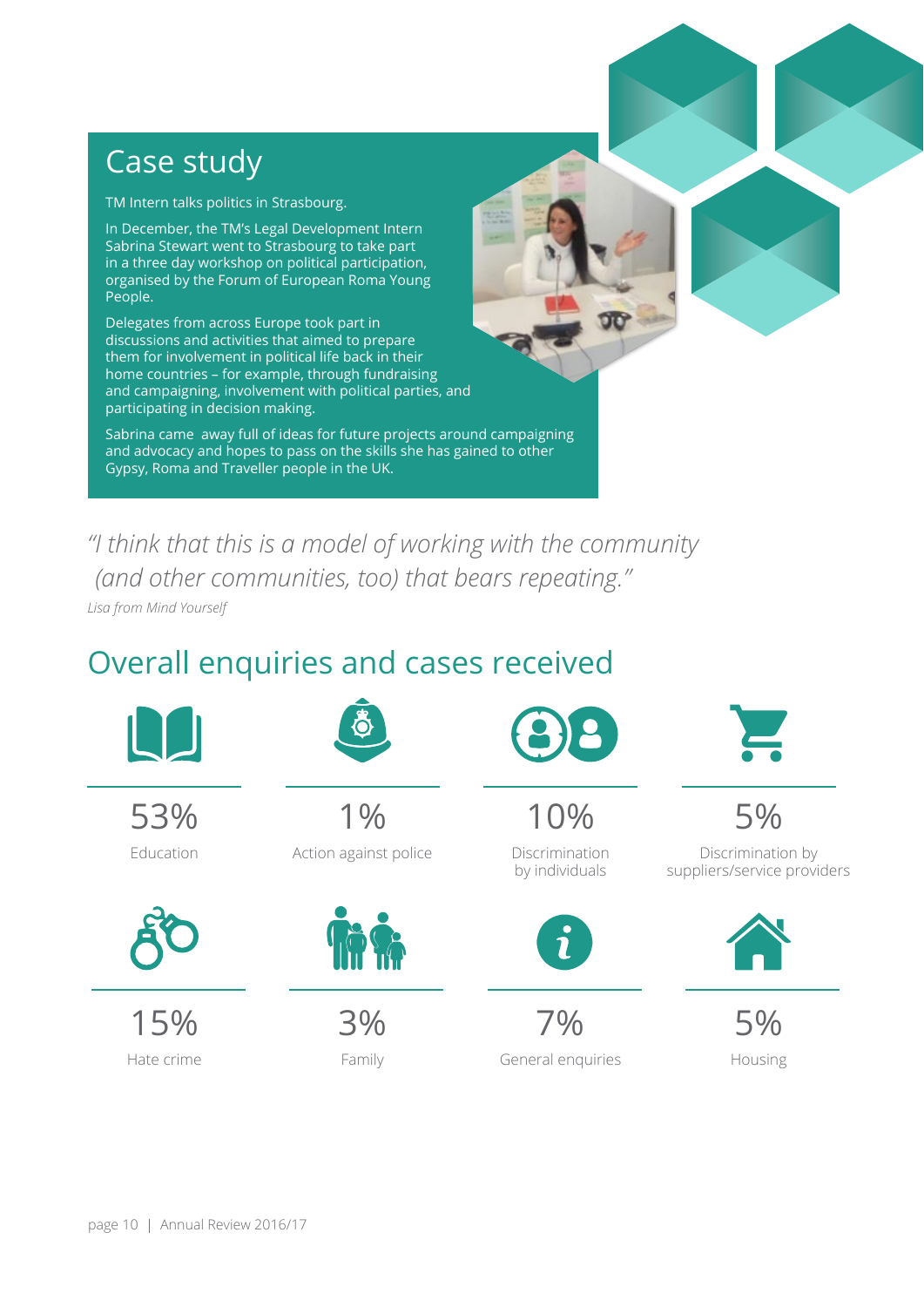## Case study

TM Intern talks politics in Strasbourg.

In December, the TM's Legal Development Intern Sabrina Stewart went to Strasbourg to take part in a three day workshop on political participation, organised by the Forum of European Roma Young People.

Delegates from across Europe took part in discussions and activities that aimed to prepare them for involvement in political life back in their home countries – for example, through fundraising and campaigning, involvement with political parties, and participating in decision making.

Sabrina came away full of ideas for future projects around campaigning and advocacy and hopes to pass on the skills she has gained to other Gypsy, Roma and Traveller people in the UK.

*"I think that this is a model of working with the community (and other communities, too) that bears repeating."*

*Lisa from Mind Yourself*

## Overall enquiries and cases received

| Percentage | Category |
|---|---|
| 53% | Education |
| 1% | Action against police |
| 10% | Discrimination by individuals |
| 5% | Discrimination by suppliers/service providers |
| 15% | Hate crime |
| 3% | Family |
| 7% | General enquiries |
| 5% | Housing |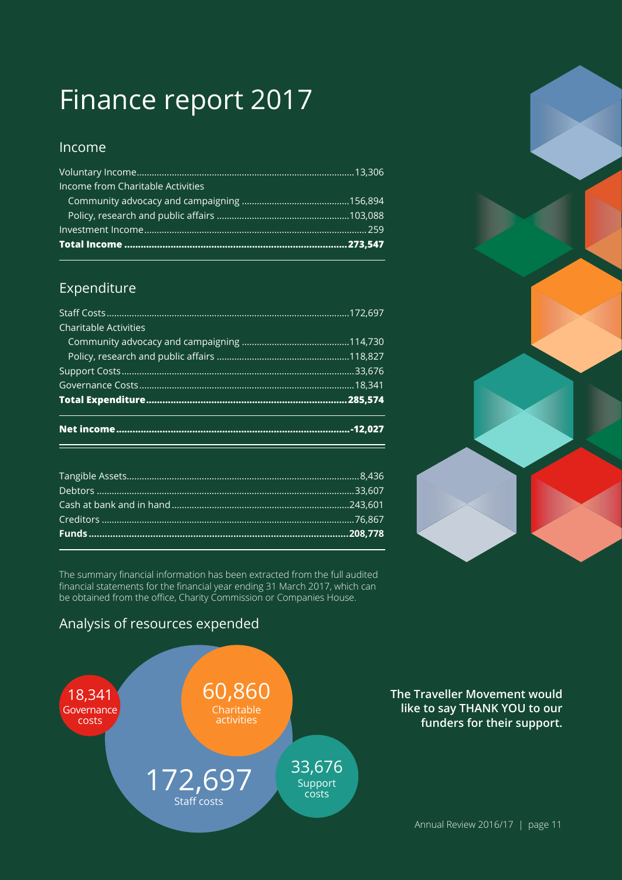# Finance report 2017

## Income

| | |
|---|---|
| Voluntary Income | 13,306 |
| Income from Charitable Activities | |
| Community advocacy and campaigning | 156,894 |
| Policy, research and public affairs | 103,088 |
| Investment Income | 259 |
| **Total Income** | **273,547** |

## Expenditure

| | |
|---|---|
| Staff Costs | 172,697 |
| Charitable Activities | |
| Community advocacy and campaigning | 114,730 |
| Policy, research and public affairs | 118,827 |
| Support Costs | 33,676 |
| Governance Costs | 18,341 |
| **Total Expenditure** | **285,574** |
| **Net income** | **-12,027** |

| | |
|---|---|
| Tangible Assets | 8,436 |
| Debtors | 33,607 |
| Cash at bank and in hand | 243,601 |
| Creditors | 76,867 |
| **Funds** | **208,778** |

The summary financial information has been extracted from the full audited financial statements for the financial year ending 31 March 2017, which can be obtained from the office, Charity Commission or Companies House.

## Analysis of resources expended

18,341 Governance costs

60,860 Charitable activities

172,697 Staff costs

33,676 Support costs

**The Traveller Movement would like to say THANK YOU to our funders for their support.**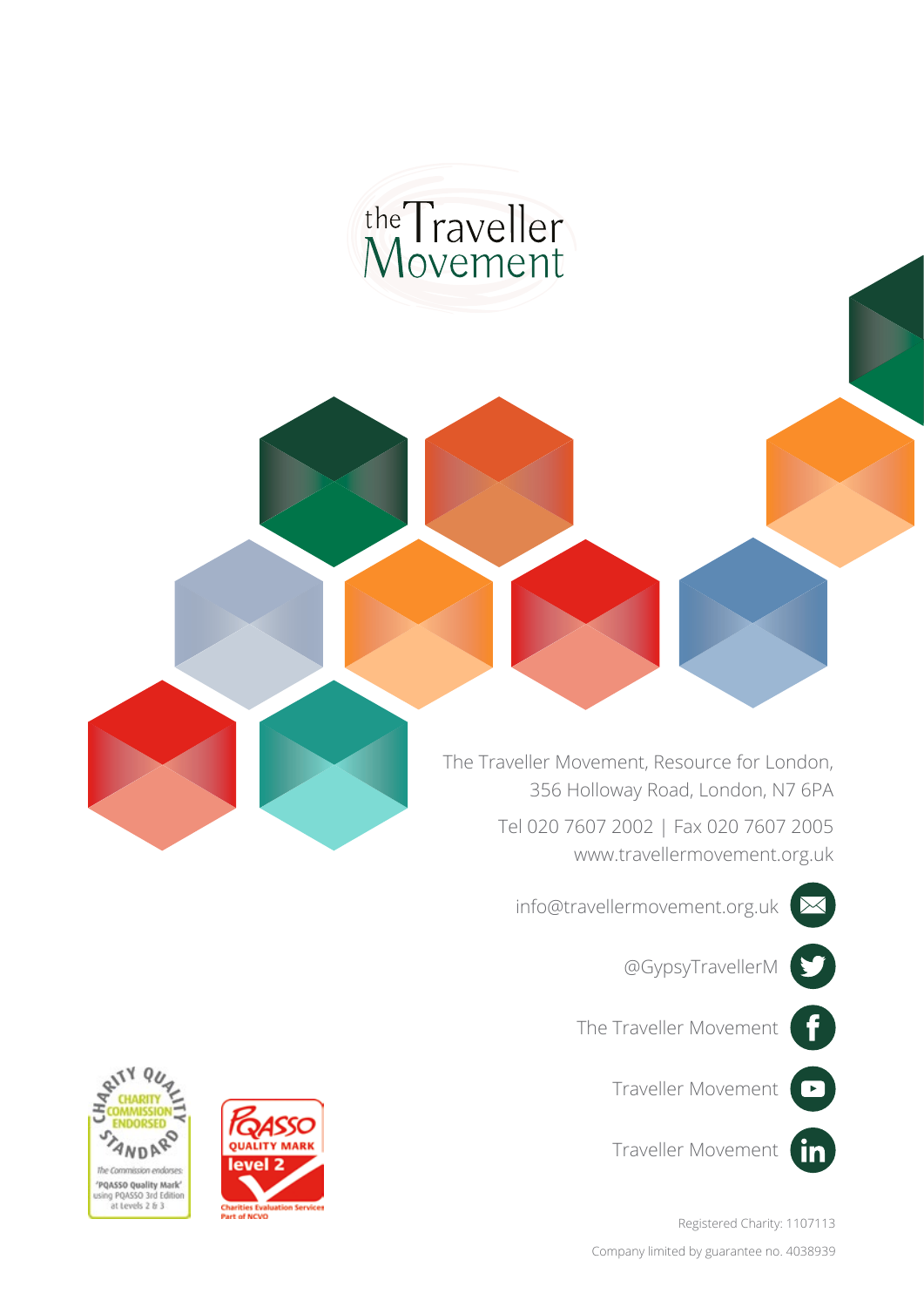the Traveller Movement

The Traveller Movement, Resource for London,
356 Holloway Road, London, N7 6PA

Tel 020 7607 2002 | Fax 020 7607 2005
www.travellermovement.org.uk

info@travellermovement.org.uk

@GypsyTravellerM

The Traveller Movement

Traveller Movement

Traveller Movement

CHARITY QUALITY STANDARD
CHARITY COMMISSION ENDORSED
The Commission endorses:
'PQASSO Quality Mark'
using PQASSO 3rd Edition
at Levels 2 & 3

PQASSO
QUALITY MARK
level 2
Charities Evaluation Services
Part of NCVO

Registered Charity: 1107113

Company limited by guarantee no. 4038939